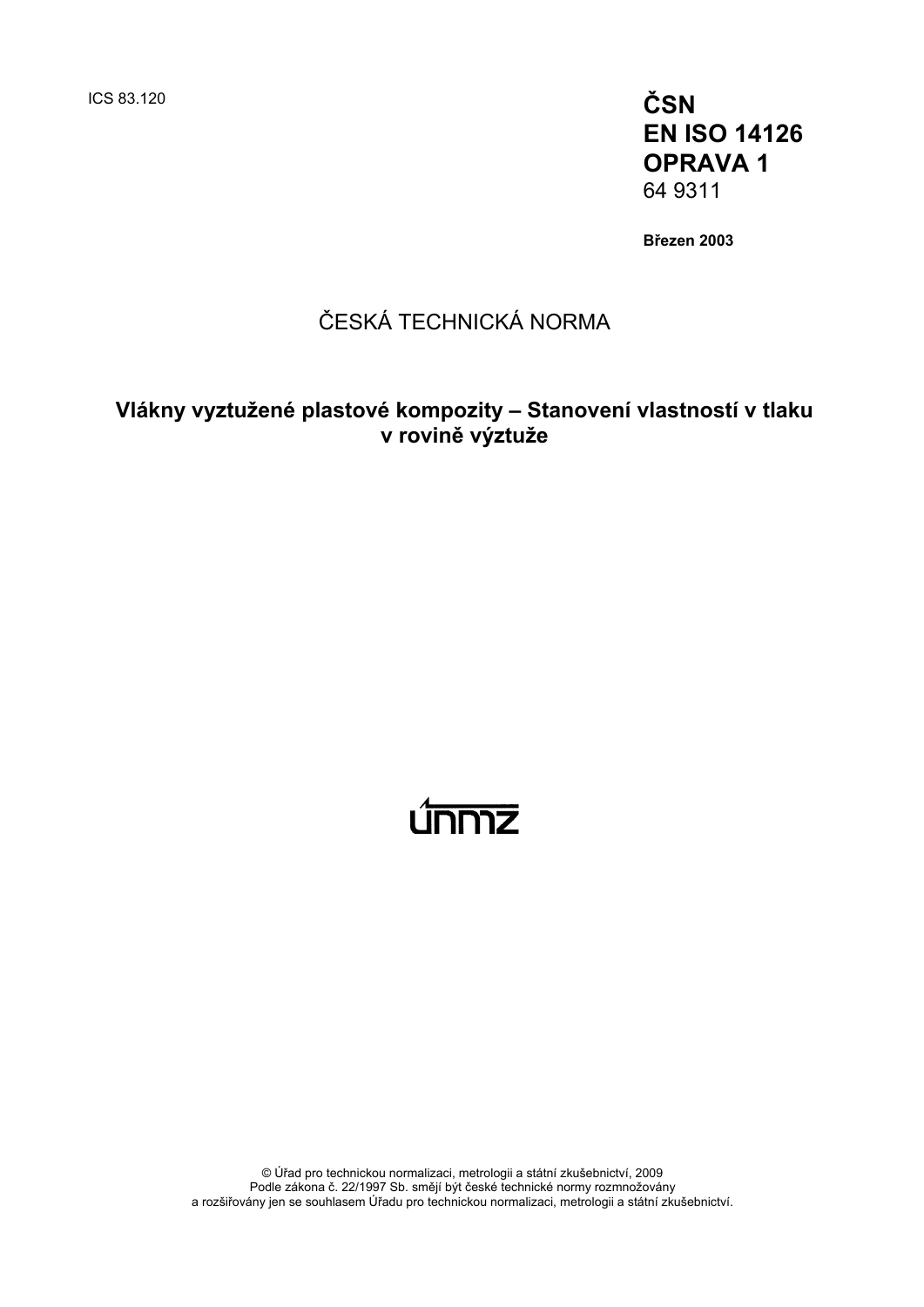ICS 83.120

**ČSN**
**EN ISO 14126**
**OPRAVA 1**
64 9311

**Březen 2003**

ČESKÁ TECHNICKÁ NORMA

**Vlákny vyztužené plastové kompozity – Stanovení vlastností v tlaku v rovině výztuže**

únmz

© Úřad pro technickou normalizaci, metrologii a státní zkušebnictví, 2009
Podle zákona č. 22/1997 Sb. smějí být české technické normy rozmnožovány a rozšiřovány jen se souhlasem Úřadu pro technickou normalizaci, metrologii a státní zkušebnictví.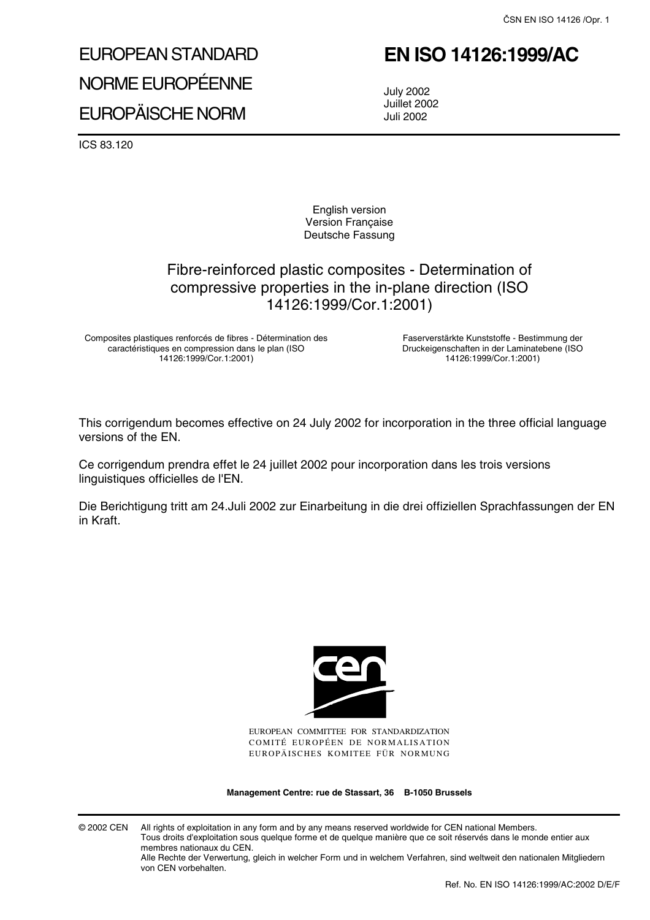# EUROPEAN STANDARD
# NORME EUROPÉENNE
# EUROPÄISCHE NORM

# EN ISO 14126:1999/AC

July 2002
Juillet 2002
Juli 2002

ICS 83.120

English version
Version Française
Deutsche Fassung

## Fibre-reinforced plastic composites - Determination of compressive properties in the in-plane direction (ISO 14126:1999/Cor.1:2001)

Composites plastiques renforcés de fibres - Détermination des caractéristiques en compression dans le plan (ISO 14126:1999/Cor.1:2001)

Faserverstärkte Kunststoffe - Bestimmung der Druckeigenschaften in der Laminatebene (ISO 14126:1999/Cor.1:2001)

This corrigendum becomes effective on 24 July 2002 for incorporation in the three official language versions of the EN.

Ce corrigendum prendra effet le 24 juillet 2002 pour incorporation dans les trois versions linguistiques officielles de l'EN.

Die Berichtigung tritt am 24.Juli 2002 zur Einarbeitung in die drei offiziellen Sprachfassungen der EN in Kraft.

EUROPEAN COMMITTEE FOR STANDARDIZATION
COMITÉ EUROPÉEN DE NORMALISATION
EUROPÄISCHES KOMITEE FÜR NORMUNG

**Management Centre: rue de Stassart, 36 B-1050 Brussels**

© 2002 CEN All rights of exploitation in any form and by any means reserved worldwide for CEN national Members.
Tous droits d'exploitation sous quelque forme et de quelque manière que ce soit réservés dans le monde entier aux membres nationaux du CEN.
Alle Rechte der Verwertung, gleich in welcher Form und in welchem Verfahren, sind weltweit den nationalen Mitgliedern von CEN vorbehalten.

Ref. No. EN ISO 14126:1999/AC:2002 D/E/F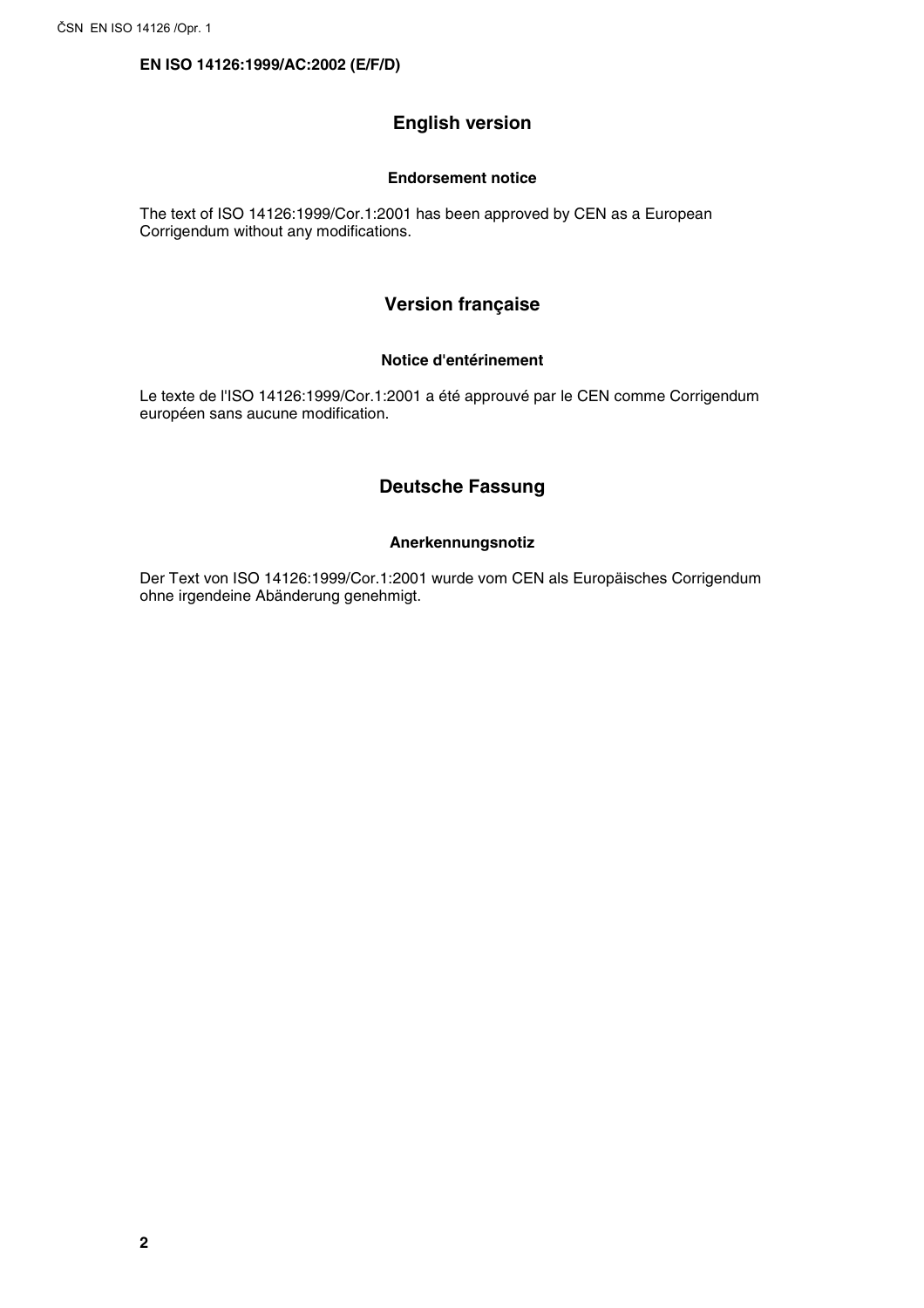**EN ISO 14126:1999/AC:2002 (E/F/D)**

## English version

### Endorsement notice

The text of ISO 14126:1999/Cor.1:2001 has been approved by CEN as a European Corrigendum without any modifications.

## Version française

### Notice d'entérinement

Le texte de l'ISO 14126:1999/Cor.1:2001 a été approuvé par le CEN comme Corrigendum européen sans aucune modification.

## Deutsche Fassung

### Anerkennungsnotiz

Der Text von ISO 14126:1999/Cor.1:2001 wurde vom CEN als Europäisches Corrigendum ohne irgendeine Abänderung genehmigt.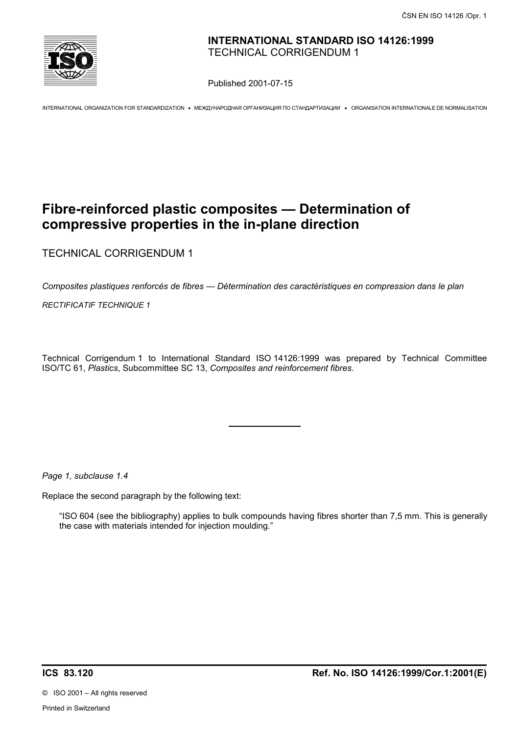**INTERNATIONAL STANDARD ISO 14126:1999**
TECHNICAL CORRIGENDUM 1

Published 2001-07-15

INTERNATIONAL ORGANIZATION FOR STANDARDIZATION • МЕЖДУНАРОДНАЯ ОРГАНИЗАЦИЯ ПО СТАНДАРТИЗАЦИИ • ORGANISATION INTERNATIONALE DE NORMALISATION

# Fibre-reinforced plastic composites — Determination of compressive properties in the in-plane direction

TECHNICAL CORRIGENDUM 1

*Composites plastiques renforcés de fibres — Détermination des caractéristiques en compression dans le plan*

*RECTIFICATIF TECHNIQUE 1*

Technical Corrigendum 1 to International Standard ISO 14126:1999 was prepared by Technical Committee ISO/TC 61, *Plastics*, Subcommittee SC 13, *Composites and reinforcement fibres*.

---

*Page 1, subclause 1.4*

Replace the second paragraph by the following text:

> "ISO 604 (see the bibliography) applies to bulk compounds having fibres shorter than 7,5 mm. This is generally the case with materials intended for injection moulding."

**ICS 83.120** **Ref. No. ISO 14126:1999/Cor.1:2001(E)**

© ISO 2001 – All rights reserved

Printed in Switzerland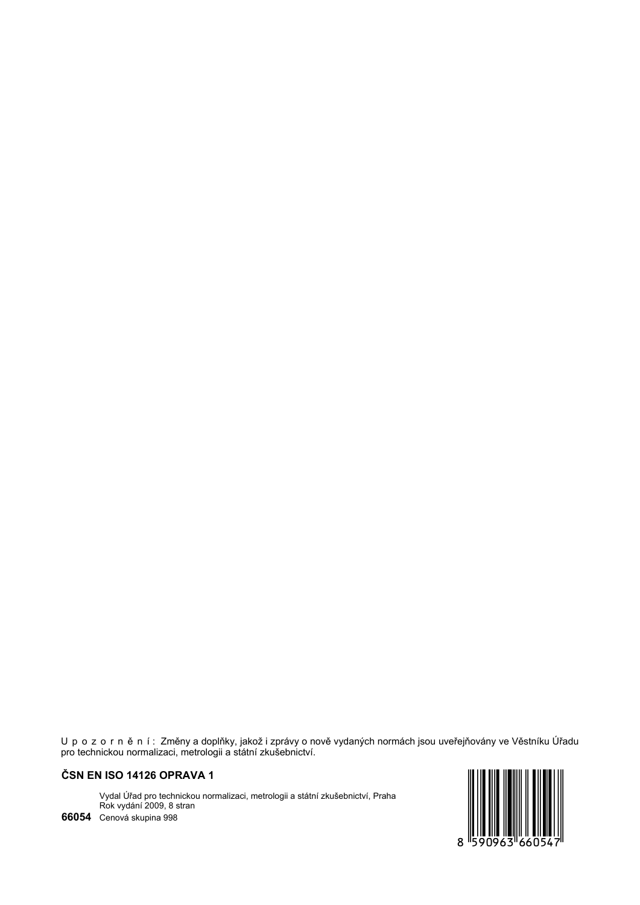U p o z o r n ě n í : Změny a doplňky, jakož i zprávy o nově vydaných normách jsou uveřejňovány ve Věstníku Úřadu pro technickou normalizaci, metrologii a státní zkušebnictví.

**ČSN EN ISO 14126 OPRAVA 1**

Vydal Úřad pro technickou normalizaci, metrologii a státní zkušebnictví, Praha
Rok vydání 2009, 8 stran

**66054** Cenová skupina 998

8 590963 660547